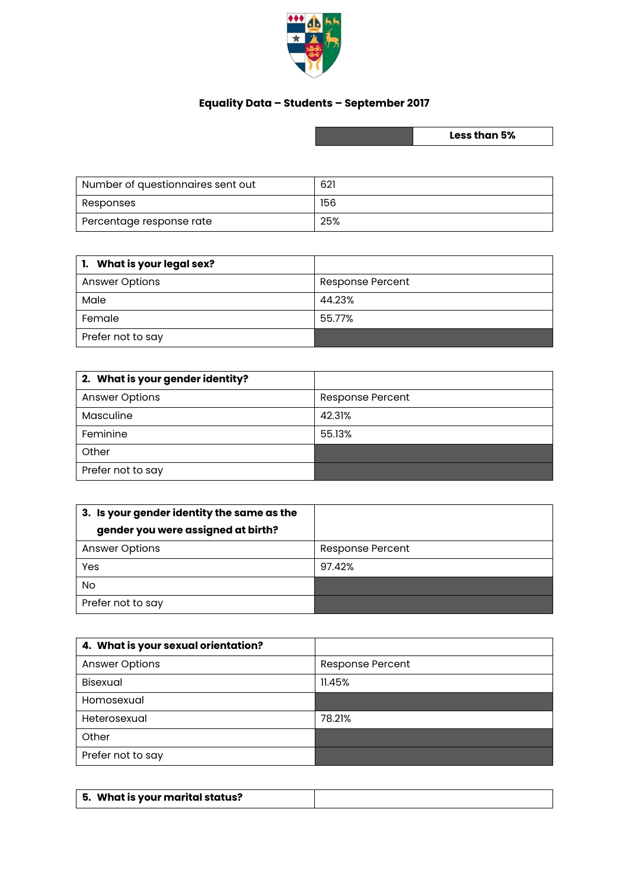**Equality Data – Students – September 2017**

| | |
|---|---|
| | Less than 5% |

| | |
|---|---|
| Number of questionnaires sent out | 621 |
| Responses | 156 |
| Percentage response rate | 25% |

| 1. What is your legal sex? | |
|---|---|
| Answer Options | Response Percent |
| Male | 44.23% |
| Female | 55.77% |
| Prefer not to say | |

| 2. What is your gender identity? | |
|---|---|
| Answer Options | Response Percent |
| Masculine | 42.31% |
| Feminine | 55.13% |
| Other | |
| Prefer not to say | |

| 3. Is your gender identity the same as the gender you were assigned at birth? | |
|---|---|
| Answer Options | Response Percent |
| Yes | 97.42% |
| No | |
| Prefer not to say | |

| 4. What is your sexual orientation? | |
|---|---|
| Answer Options | Response Percent |
| Bisexual | 11.45% |
| Homosexual | |
| Heterosexual | 78.21% |
| Other | |
| Prefer not to say | |

| 5. What is your marital status? | |
|---|---|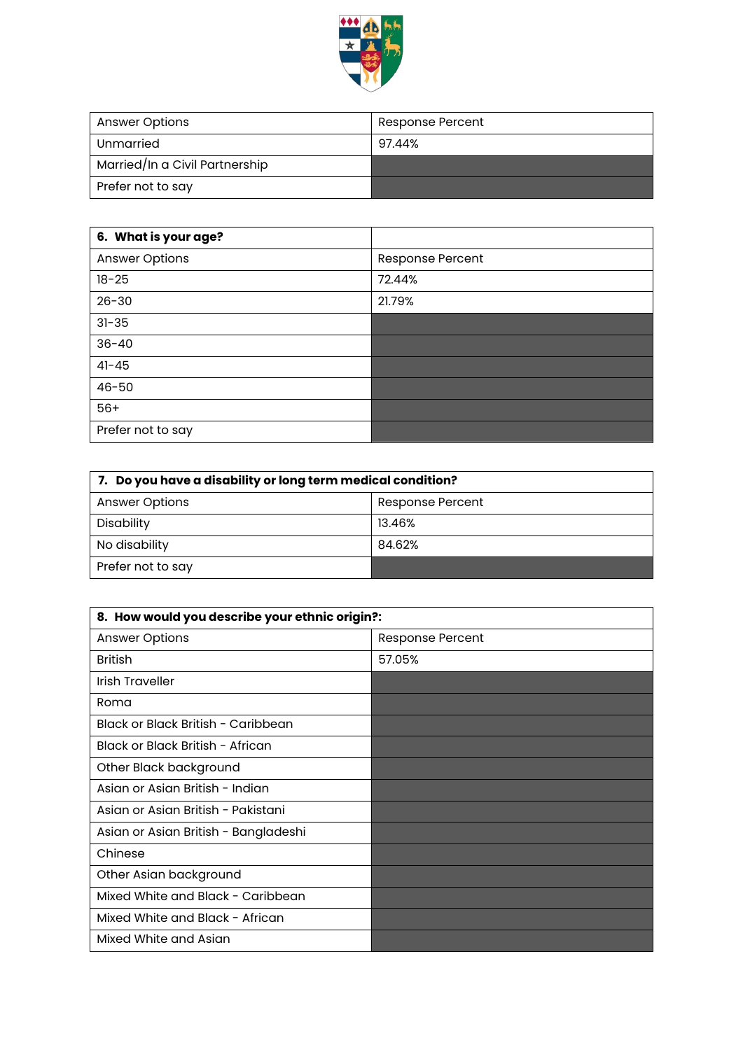| Answer Options | Response Percent |
|---|---|
| Unmarried | 97.44% |
| Married/In a Civil Partnership | |
| Prefer not to say | |

| **6. What is your age?** | |
|---|---|
| Answer Options | Response Percent |
| 18-25 | 72.44% |
| 26-30 | 21.79% |
| 31-35 | |
| 36-40 | |
| 41-45 | |
| 46-50 | |
| 56+ | |
| Prefer not to say | |

| **7. Do you have a disability or long term medical condition?** | |
|---|---|
| Answer Options | Response Percent |
| Disability | 13.46% |
| No disability | 84.62% |
| Prefer not to say | |

| **8. How would you describe your ethnic origin?:** | |
|---|---|
| Answer Options | Response Percent |
| British | 57.05% |
| Irish Traveller | |
| Roma | |
| Black or Black British - Caribbean | |
| Black or Black British - African | |
| Other Black background | |
| Asian or Asian British - Indian | |
| Asian or Asian British - Pakistani | |
| Asian or Asian British - Bangladeshi | |
| Chinese | |
| Other Asian background | |
| Mixed White and Black - Caribbean | |
| Mixed White and Black - African | |
| Mixed White and Asian | |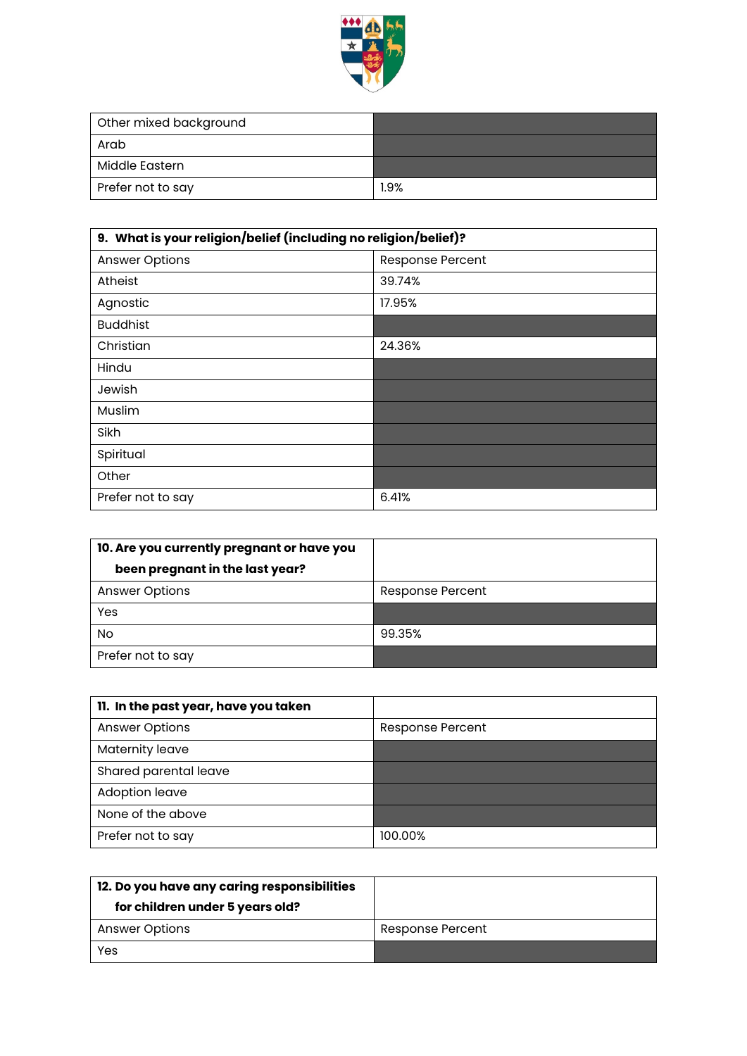| Other mixed background | |
|---|---|
| Arab | |
| Middle Eastern | |
| Prefer not to say | 1.9% |

| 9. What is your religion/belief (including no religion/belief)? | |
|---|---|
| Answer Options | Response Percent |
| Atheist | 39.74% |
| Agnostic | 17.95% |
| Buddhist | |
| Christian | 24.36% |
| Hindu | |
| Jewish | |
| Muslim | |
| Sikh | |
| Spiritual | |
| Other | |
| Prefer not to say | 6.41% |

| 10. Are you currently pregnant or have you been pregnant in the last year? | |
|---|---|
| Answer Options | Response Percent |
| Yes | |
| No | 99.35% |
| Prefer not to say | |

| 11. In the past year, have you taken | |
|---|---|
| Answer Options | Response Percent |
| Maternity leave | |
| Shared parental leave | |
| Adoption leave | |
| None of the above | |
| Prefer not to say | 100.00% |

| 12. Do you have any caring responsibilities for children under 5 years old? | |
|---|---|
| Answer Options | Response Percent |
| Yes | |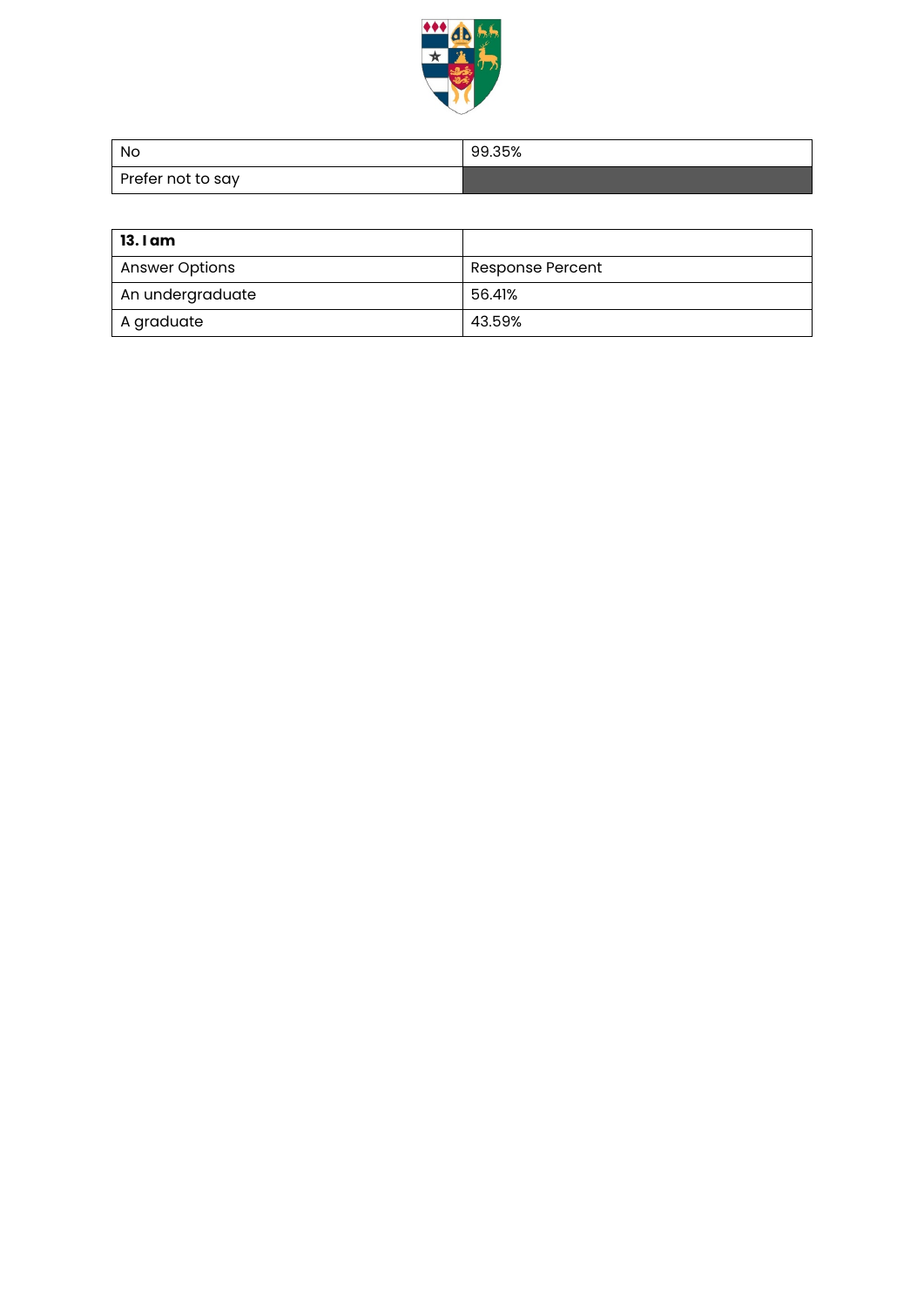| | |
|---|---|
| No | 99.35% |
| Prefer not to say | |

| 13. I am | |
|---|---|
| Answer Options | Response Percent |
| An undergraduate | 56.41% |
| A graduate | 43.59% |